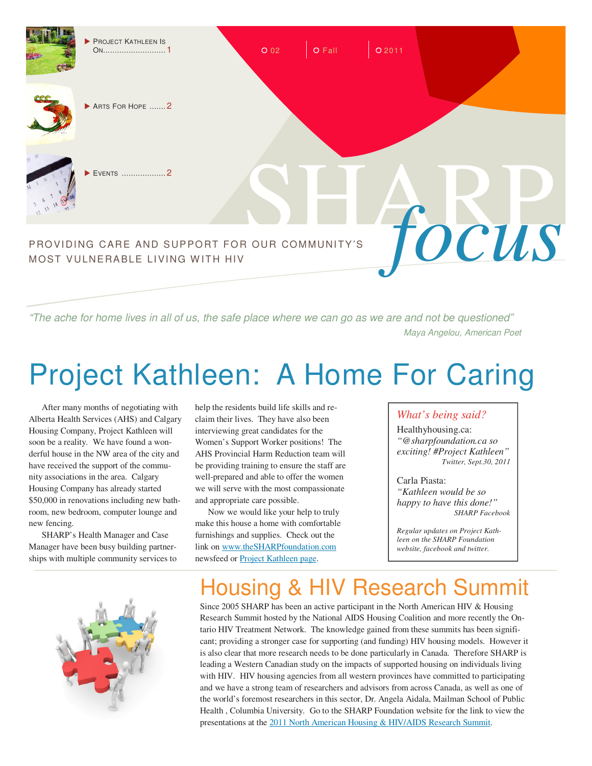- PROJECT KATHLEEN IS ON........................... 1
- ARTS FOR HOPE ....... 2
- EVENTS .................. 2

○ 02 | ○ Fall | ○ 2011

# SHARP *focus*

PROVIDING CARE AND SUPPORT FOR OUR COMMUNITY'S MOST VULNERABLE LIVING WITH HIV

*"The ache for home lives in all of us, the safe place where we can go as we are and not be questioned"*

*Maya Angelou, American Poet*

# Project Kathleen: A Home For Caring

After many months of negotiating with Alberta Health Services (AHS) and Calgary Housing Company, Project Kathleen will soon be a reality. We have found a wonderful house in the NW area of the city and have received the support of the community associations in the area. Calgary Housing Company has already started $50,000 in renovations including new bathroom, new bedroom, computer lounge and new fencing.

SHARP's Health Manager and Case Manager have been busy building partnerships with multiple community services to help the residents build life skills and reclaim their lives. They have also been interviewing great candidates for the Women's Support Worker positions! The AHS Provincial Harm Reduction team will be providing training to ensure the staff are well-prepared and able to offer the women we will serve with the most compassionate and appropriate care possible.

Now we would like your help to truly make this house a home with comfortable furnishings and supplies. Check out the link on www.theSHARPfoundation.com newsfeed or Project Kathleen page.

> *What's being said?*
>
> Healthyhousing.ca:
> *"@sharpfoundation.ca so exciting! #Project Kathleen"*
> *Twitter, Sept.30, 2011*
>
> Carla Piasta:
> *"Kathleen would be so happy to have this done!"*
> *SHARP Facebook*
>
> *Regular updates on Project Kathleen on the SHARP Foundation website, facebook and twitter.*

## Housing & HIV Research Summit

Since 2005 SHARP has been an active participant in the North American HIV & Housing Research Summit hosted by the National AIDS Housing Coalition and more recently the Ontario HIV Treatment Network. The knowledge gained from these summits has been significant; providing a stronger case for supporting (and funding) HIV housing models. However it is also clear that more research needs to be done particularly in Canada. Therefore SHARP is leading a Western Canadian study on the impacts of supported housing on individuals living with HIV. HIV housing agencies from all western provinces have committed to participating and we have a strong team of researchers and advisors from across Canada, as well as one of the world's foremost researchers in this sector, Dr. Angela Aidala, Mailman School of Public Health , Columbia University. Go to the SHARP Foundation website for the link to view the presentations at the 2011 North American Housing & HIV/AIDS Research Summit.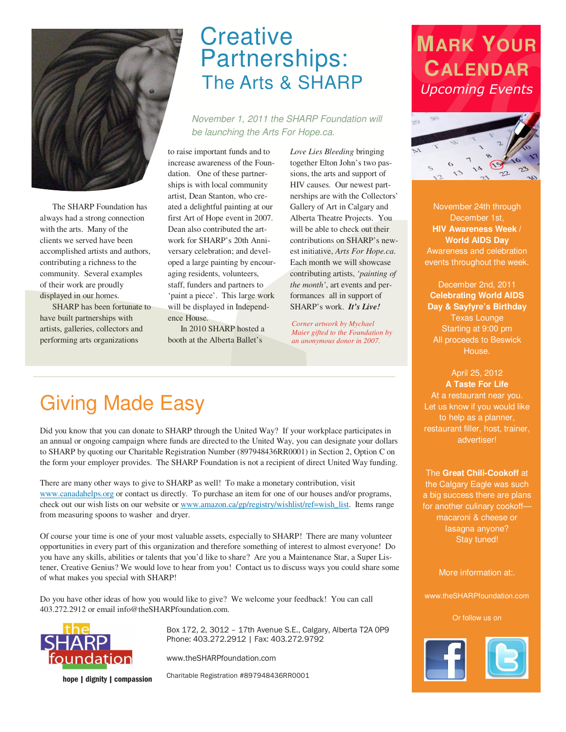# Creative Partnerships: The Arts & SHARP

*November 1, 2011 the SHARP Foundation will be launching the Arts For Hope.ca.*

The SHARP Foundation has always had a strong connection with the arts. Many of the clients we served have been accomplished artists and authors, contributing a richness to the community. Several examples of their work are proudly displayed in our homes.

SHARP has been fortunate to have built partnerships with artists, galleries, collectors and performing arts organizations to raise important funds and to increase awareness of the Foundation. One of these partnerships is with local community artist, Dean Stanton, who created a delightful painting at our first Art of Hope event in 2007. Dean also contributed the artwork for SHARP's 20th Anniversary celebration; and developed a large painting by encouraging residents, volunteers, staff, funders and partners to 'paint a piece'. This large work will be displayed in Independence House.

In 2010 SHARP hosted a booth at the Alberta Ballet's *Love Lies Bleeding* bringing together Elton John's two passions, the arts and support of HIV causes. Our newest partnerships are with the Collectors' Gallery of Art in Calgary and Alberta Theatre Projects. You will be able to check out their contributions on SHARP's newest initiative, *Arts For Hope.ca.* Each month we will showcase contributing artists, *'painting of the month'*, art events and performances all in support of SHARP's work. ***It's Live!***

*Corner artwork by Mychael Maier gifted to the Foundation by an anonymous donor in 2007.*

# Giving Made Easy

Did you know that you can donate to SHARP through the United Way? If your workplace participates in an annual or ongoing campaign where funds are directed to the United Way, you can designate your dollars to SHARP by quoting our Charitable Registration Number (897948436RR0001) in Section 2, Option C on the form your employer provides. The SHARP Foundation is not a recipient of direct United Way funding.

There are many other ways to give to SHARP as well! To make a monetary contribution, visit www.canadahelps.org or contact us directly. To purchase an item for one of our houses and/or programs, check out our wish lists on our website or www.amazon.ca/gp/registry/wishlist/ref=wish_list. Items range from measuring spoons to washer and dryer.

Of course your time is one of your most valuable assets, especially to SHARP! There are many volunteer opportunities in every part of this organization and therefore something of interest to almost everyone! Do you have any skills, abilities or talents that you'd like to share? Are you a Maintenance Star, a Super Listener, Creative Genius? We would love to hear from you! Contact us to discuss ways you could share some of what makes you special with SHARP!

Do you have other ideas of how you would like to give? We welcome your feedback! You can call 403.272.2912 or email info@theSHARPfoundation.com.

the SHARP foundation
hope | dignity | compassion

Box 172, 2, 3012 – 17th Avenue S.E., Calgary, Alberta T2A 0P9
Phone: 403.272.2912 | Fax: 403.272.9792

www.theSHARPfoundation.com

Charitable Registration #897948436RR0001

# Mark Your Calendar

*Upcoming Events*

November 24th through December 1st,
**HIV Awareness Week / World AIDS Day**
Awareness and celebration events throughout the week.

December 2nd, 2011
**Celebrating World AIDS Day & Sayfyre's Birthday**
Texas Lounge
Starting at 9:00 pm
All proceeds to Beswick House.

April 25, 2012
**A Taste For Life**
At a restaurant near you. Let us know if you would like to help as a planner, restaurant filler, host, trainer, advertiser!

The **Great Chili-Cookoff** at the Calgary Eagle was such a big success there are plans for another culinary cookoff—macaroni & cheese or lasagna anyone? Stay tuned!

More information at:.

www.theSHARPfoundation.com

Or follow us on